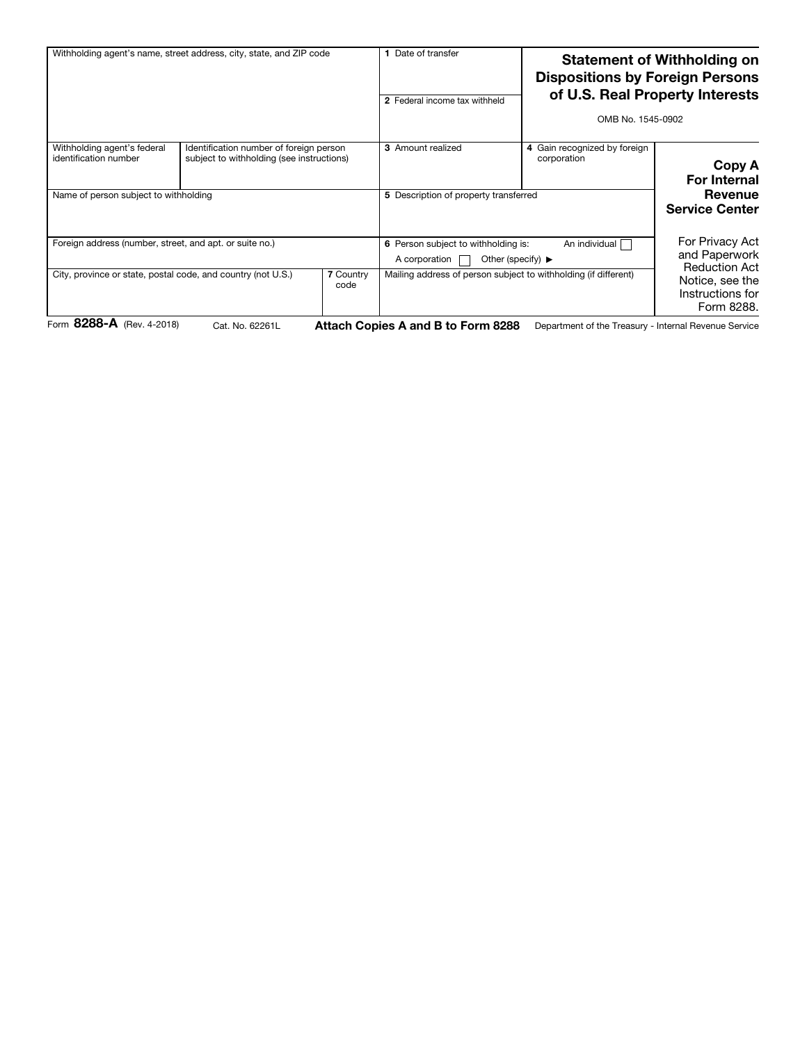# Statement of Withholding on Dispositions by Foreign Persons of U.S. Real Property Interests

OMB No. 1545-0902

| Withholding agent's name, street address, city, state, and ZIP code | | | 1 Date of transfer | | |
|---|---|---|---|---|---|
| | | | 2 Federal income tax withheld | | |
| Withholding agent's federal identification number | Identification number of foreign person subject to withholding (see instructions) | | 3 Amount realized | 4 Gain recognized by foreign corporation | **Copy A For Internal Revenue Service Center** |
| Name of person subject to withholding | | | 5 Description of property transferred | | |
| Foreign address (number, street, and apt. or suite no.) | | | 6 Person subject to withholding is: An individual ☐ A corporation ☐ Other (specify) ▶ | | For Privacy Act and Paperwork Reduction Act Notice, see the Instructions for Form 8288. |
| City, province or state, postal code, and country (not U.S.) | | 7 Country code | Mailing address of person subject to withholding (if different) | | |

Form **8288-A** (Rev. 4-2018) Cat. No. 62261L **Attach Copies A and B to Form 8288** Department of the Treasury - Internal Revenue Service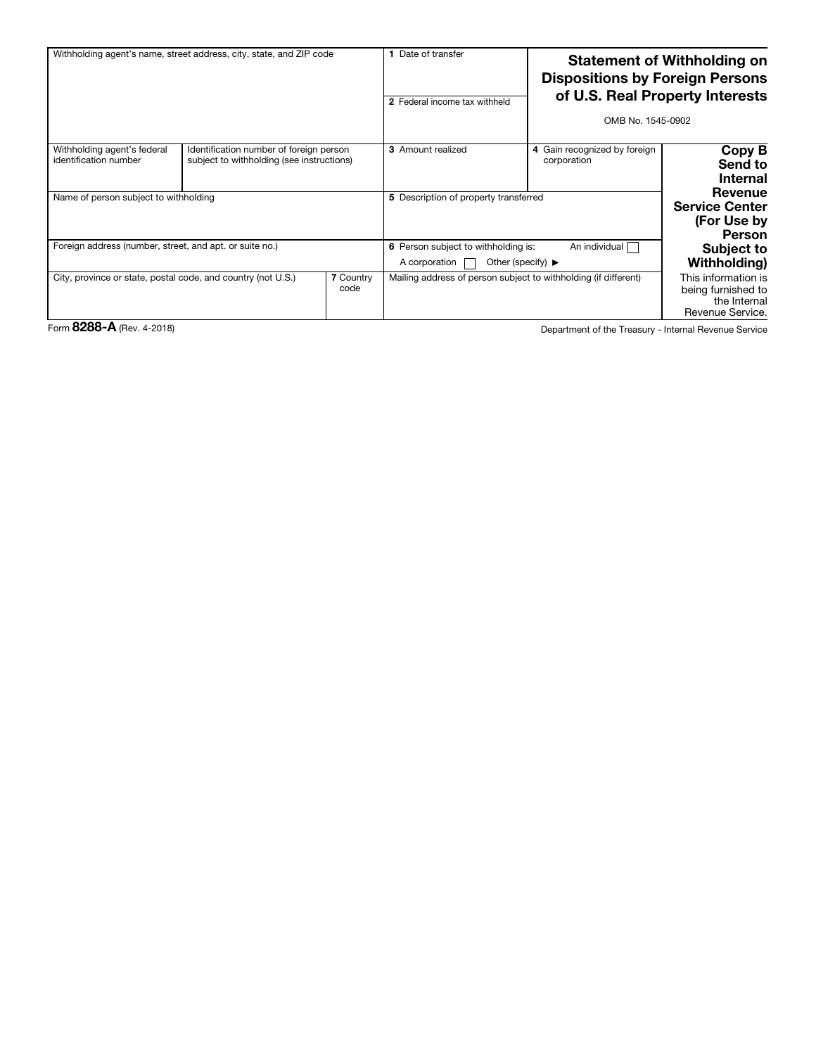# Statement of Withholding on Dispositions by Foreign Persons of U.S. Real Property Interests

OMB No. 1545-0902

| Withholding agent's name, street address, city, state, and ZIP code | | | 1 Date of transfer<br><br>2 Federal income tax withheld | | **Copy B Send to Internal Revenue Service Center (For Use by Person Subject to Withholding)**<br>This information is being furnished to the Internal Revenue Service. |
|---|---|---|---|---|---|
| Withholding agent's federal identification number | Identification number of foreign person subject to withholding (see instructions) | | 3 Amount realized | 4 Gain recognized by foreign corporation | |
| Name of person subject to withholding | | | 5 Description of property transferred | | |
| Foreign address (number, street, and apt. or suite no.) | | | 6 Person subject to withholding is: An individual ☐ A corporation ☐ Other (specify) ▶ | | |
| City, province or state, postal code, and country (not U.S.) | | 7 Country code | Mailing address of person subject to withholding (if different) | | |

Form **8288-A** (Rev. 4-2018)

Department of the Treasury - Internal Revenue Service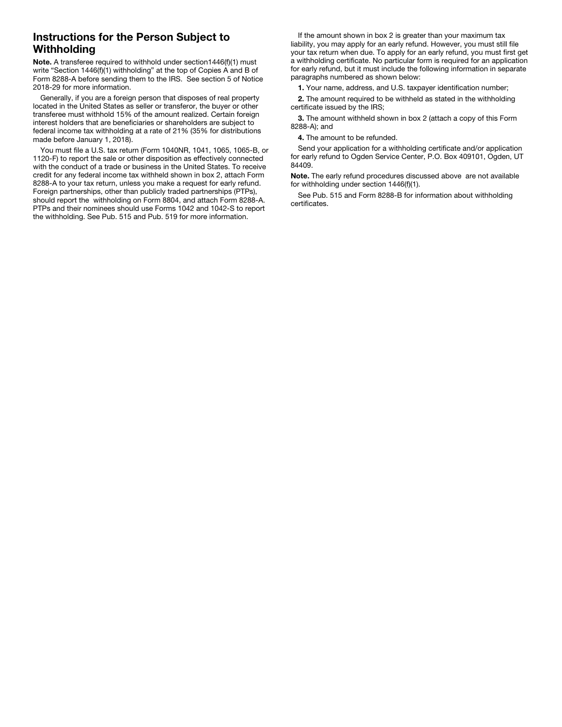## Instructions for the Person Subject to Withholding

**Note.** A transferee required to withhold under section1446(f)(1) must write “Section 1446(f)(1) withholding” at the top of Copies A and B of Form 8288-A before sending them to the IRS. See section 5 of Notice 2018-29 for more information.

Generally, if you are a foreign person that disposes of real property located in the United States as seller or transferor, the buyer or other transferee must withhold 15% of the amount realized. Certain foreign interest holders that are beneficiaries or shareholders are subject to federal income tax withholding at a rate of 21% (35% for distributions made before January 1, 2018).

You must file a U.S. tax return (Form 1040NR, 1041, 1065, 1065-B, or 1120-F) to report the sale or other disposition as effectively connected with the conduct of a trade or business in the United States. To receive credit for any federal income tax withheld shown in box 2, attach Form 8288-A to your tax return, unless you make a request for early refund. Foreign partnerships, other than publicly traded partnerships (PTPs), should report the withholding on Form 8804, and attach Form 8288-A. PTPs and their nominees should use Forms 1042 and 1042-S to report the withholding. See Pub. 515 and Pub. 519 for more information.

If the amount shown in box 2 is greater than your maximum tax liability, you may apply for an early refund. However, you must still file your tax return when due. To apply for an early refund, you must first get a withholding certificate. No particular form is required for an application for early refund, but it must include the following information in separate paragraphs numbered as shown below:

**1.** Your name, address, and U.S. taxpayer identification number;

**2.** The amount required to be withheld as stated in the withholding certificate issued by the IRS;

**3.** The amount withheld shown in box 2 (attach a copy of this Form 8288-A); and

**4.** The amount to be refunded.

Send your application for a withholding certificate and/or application for early refund to Ogden Service Center, P.O. Box 409101, Ogden, UT 84409.

**Note.** The early refund procedures discussed above are not available for withholding under section 1446(f)(1).

See Pub. 515 and Form 8288-B for information about withholding certificates.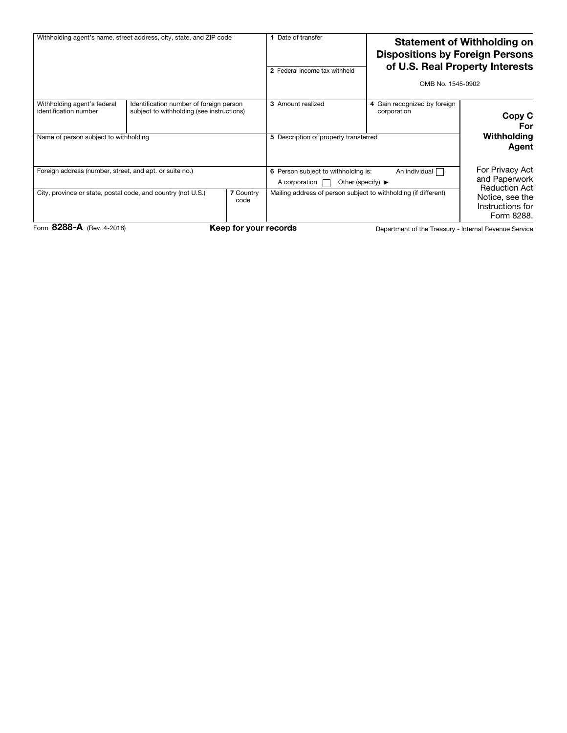## Statement of Withholding on Dispositions by Foreign Persons of U.S. Real Property Interests

OMB No. 1545-0902

| | | | | |
|---|---|---|---|---|
| Withholding agent's name, street address, city, state, and ZIP code | | | 1 Date of transfer | |
| | | | 2 Federal income tax withheld | |
| Withholding agent's federal identification number | Identification number of foreign person subject to withholding (see instructions) | | 3 Amount realized | 4 Gain recognized by foreign corporation |
| Name of person subject to withholding | | | 5 Description of property transferred | |
| Foreign address (number, street, and apt. or suite no.) | | | 6 Person subject to withholding is: An individual ☐ A corporation ☐ Other (specify) ▶ | |
| City, province or state, postal code, and country (not U.S.) | | 7 Country code | Mailing address of person subject to withholding (if different) | |

**Copy C For Withholding Agent**

For Privacy Act and Paperwork Reduction Act Notice, see the Instructions for Form 8288.

Form **8288-A** (Rev. 4-2018) **Keep for your records** Department of the Treasury - Internal Revenue Service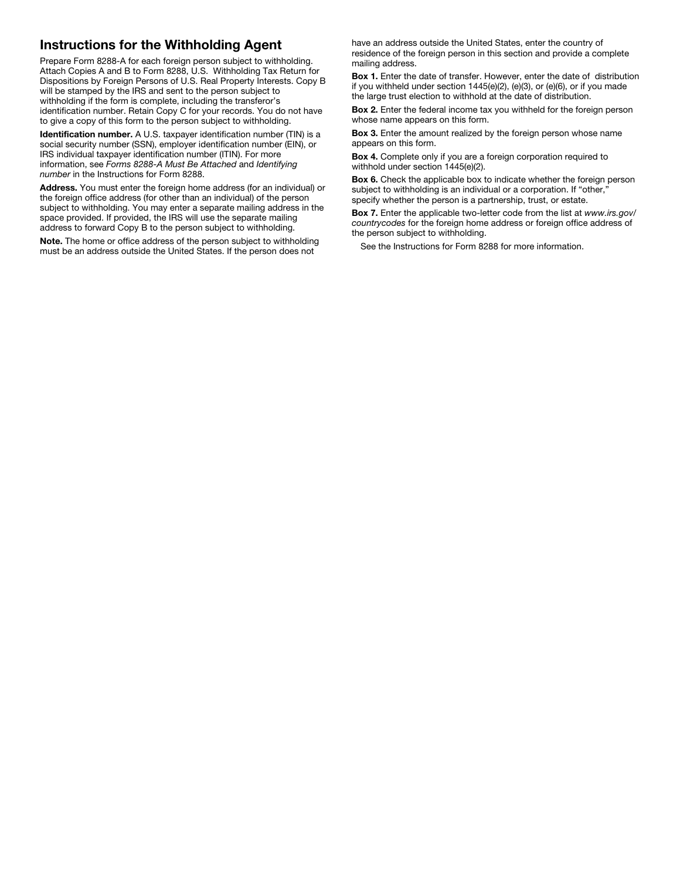## Instructions for the Withholding Agent

Prepare Form 8288-A for each foreign person subject to withholding. Attach Copies A and B to Form 8288, U.S. Withholding Tax Return for Dispositions by Foreign Persons of U.S. Real Property Interests. Copy B will be stamped by the IRS and sent to the person subject to withholding if the form is complete, including the transferor's identification number. Retain Copy C for your records. You do not have to give a copy of this form to the person subject to withholding.

**Identification number.** A U.S. taxpayer identification number (TIN) is a social security number (SSN), employer identification number (EIN), or IRS individual taxpayer identification number (ITIN). For more information, see *Forms 8288-A Must Be Attached* and *Identifying number* in the Instructions for Form 8288.

**Address.** You must enter the foreign home address (for an individual) or the foreign office address (for other than an individual) of the person subject to withholding. You may enter a separate mailing address in the space provided. If provided, the IRS will use the separate mailing address to forward Copy B to the person subject to withholding.

**Note.** The home or office address of the person subject to withholding must be an address outside the United States. If the person does not have an address outside the United States, enter the country of residence of the foreign person in this section and provide a complete mailing address.

**Box 1.** Enter the date of transfer. However, enter the date of distribution if you withheld under section 1445(e)(2), (e)(3), or (e)(6), or if you made the large trust election to withhold at the date of distribution.

**Box 2.** Enter the federal income tax you withheld for the foreign person whose name appears on this form.

**Box 3.** Enter the amount realized by the foreign person whose name appears on this form.

**Box 4.** Complete only if you are a foreign corporation required to withhold under section 1445(e)(2).

**Box 6.** Check the applicable box to indicate whether the foreign person subject to withholding is an individual or a corporation. If "other," specify whether the person is a partnership, trust, or estate.

**Box 7.** Enter the applicable two-letter code from the list at *www.irs.gov/countrycodes* for the foreign home address or foreign office address of the person subject to withholding.

See the Instructions for Form 8288 for more information.